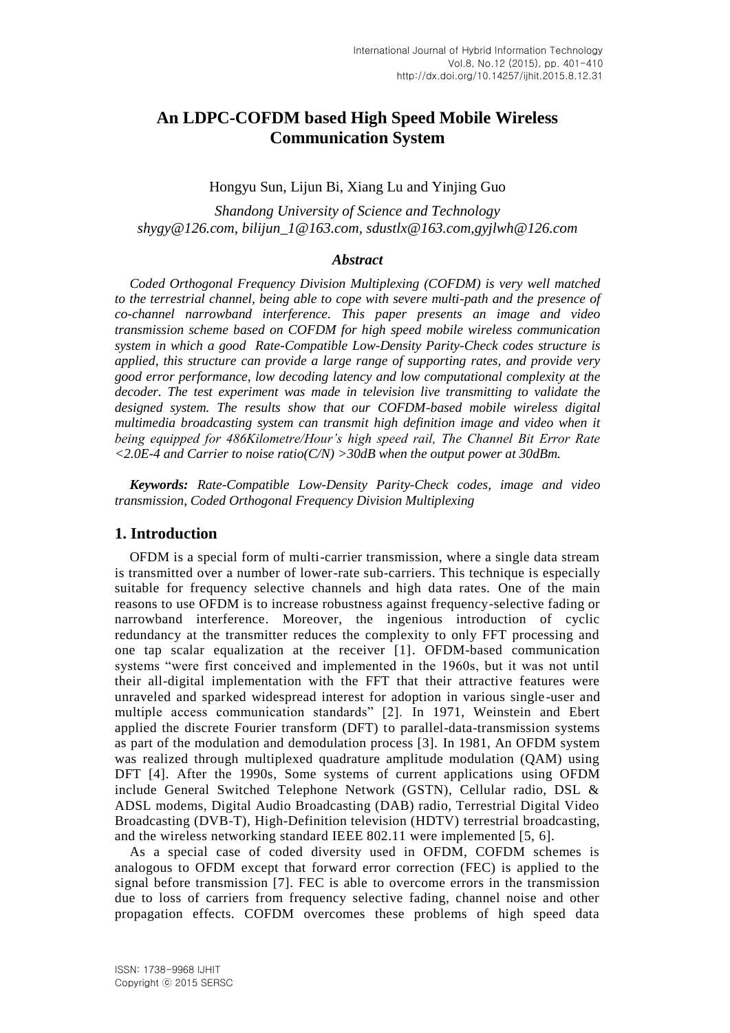# An LDPC-COFDM based High Speed Mobile Wireless Communication System

Hongyu Sun, Lijun Bi, Xiang Lu and Yinjing Guo

*Shandong University of Science and Technology*
*shygy@126.com, bilijun_1@163.com, sdustlx@163.com,gyjlwh@126.com*

### *Abstract*

*Coded Orthogonal Frequency Division Multiplexing (COFDM) is very well matched to the terrestrial channel, being able to cope with severe multi-path and the presence of co-channel narrowband interference. This paper presents an image and video transmission scheme based on COFDM for high speed mobile wireless communication system in which a good Rate-Compatible Low-Density Parity-Check codes structure is applied, this structure can provide a large range of supporting rates, and provide very good error performance, low decoding latency and low computational complexity at the decoder. The test experiment was made in television live transmitting to validate the designed system. The results show that our COFDM-based mobile wireless digital multimedia broadcasting system can transmit high definition image and video when it being equipped for 486Kilometre/Hour's high speed rail, The Channel Bit Error Rate <2.0E-4 and Carrier to noise ratio(C/N) >30dB when the output power at 30dBm.*

***Keywords:*** *Rate-Compatible Low-Density Parity-Check codes, image and video transmission, Coded Orthogonal Frequency Division Multiplexing*

## 1. Introduction

OFDM is a special form of multi-carrier transmission, where a single data stream is transmitted over a number of lower-rate sub-carriers. This technique is especially suitable for frequency selective channels and high data rates. One of the main reasons to use OFDM is to increase robustness against frequency-selective fading or narrowband interference. Moreover, the ingenious introduction of cyclic redundancy at the transmitter reduces the complexity to only FFT processing and one tap scalar equalization at the receiver [1]. OFDM-based communication systems "were first conceived and implemented in the 1960s, but it was not until their all-digital implementation with the FFT that their attractive features were unraveled and sparked widespread interest for adoption in various single-user and multiple access communication standards" [2]. In 1971, Weinstein and Ebert applied the discrete Fourier transform (DFT) to parallel-data-transmission systems as part of the modulation and demodulation process [3]. In 1981, An OFDM system was realized through multiplexed quadrature amplitude modulation (QAM) using DFT [4]. After the 1990s, Some systems of current applications using OFDM include General Switched Telephone Network (GSTN), Cellular radio, DSL & ADSL modems, Digital Audio Broadcasting (DAB) radio, Terrestrial Digital Video Broadcasting (DVB-T), High-Definition television (HDTV) terrestrial broadcasting, and the wireless networking standard IEEE 802.11 were implemented [5, 6].

As a special case of coded diversity used in OFDM, COFDM schemes is analogous to OFDM except that forward error correction (FEC) is applied to the signal before transmission [7]. FEC is able to overcome errors in the transmission due to loss of carriers from frequency selective fading, channel noise and other propagation effects. COFDM overcomes these problems of high speed data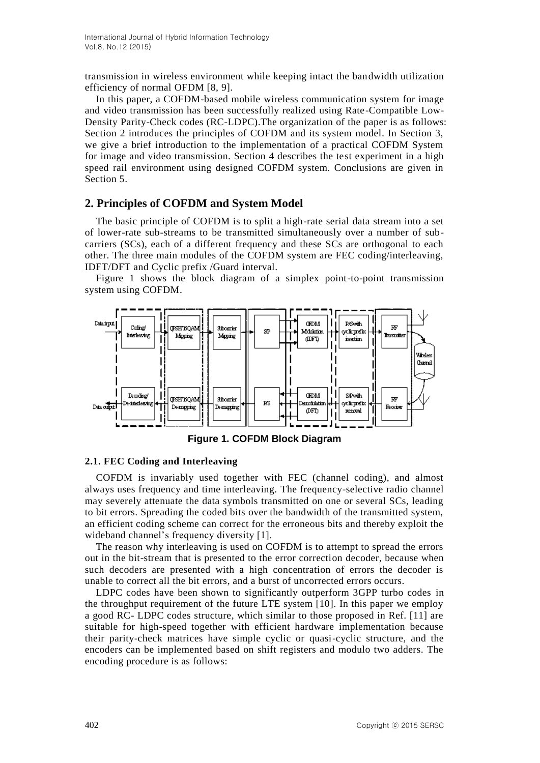transmission in wireless environment while keeping intact the bandwidth utilization efficiency of normal OFDM [8, 9].

In this paper, a COFDM-based mobile wireless communication system for image and video transmission has been successfully realized using Rate-Compatible Low-Density Parity-Check codes (RC-LDPC).The organization of the paper is as follows: Section 2 introduces the principles of COFDM and its system model. In Section 3, we give a brief introduction to the implementation of a practical COFDM System for image and video transmission. Section 4 describes the test experiment in a high speed rail environment using designed COFDM system. Conclusions are given in Section 5.

## 2. Principles of COFDM and System Model

The basic principle of COFDM is to split a high-rate serial data stream into a set of lower-rate sub-streams to be transmitted simultaneously over a number of sub-carriers (SCs), each of a different frequency and these SCs are orthogonal to each other. The three main modules of the COFDM system are FEC coding/interleaving, IDFT/DFT and Cyclic prefix /Guard interval.

Figure 1 shows the block diagram of a simplex point-to-point transmission system using COFDM.

**Figure 1. COFDM Block Diagram**

### 2.1. FEC Coding and Interleaving

COFDM is invariably used together with FEC (channel coding), and almost always uses frequency and time interleaving. The frequency-selective radio channel may severely attenuate the data symbols transmitted on one or several SCs, leading to bit errors. Spreading the coded bits over the bandwidth of the transmitted system, an efficient coding scheme can correct for the erroneous bits and thereby exploit the wideband channel's frequency diversity [1].

The reason why interleaving is used on COFDM is to attempt to spread the errors out in the bit-stream that is presented to the error correction decoder, because when such decoders are presented with a high concentration of errors the decoder is unable to correct all the bit errors, and a burst of uncorrected errors occurs.

LDPC codes have been shown to significantly outperform 3GPP turbo codes in the throughput requirement of the future LTE system [10]. In this paper we employ a good RC- LDPC codes structure, which similar to those proposed in Ref. [11] are suitable for high-speed together with efficient hardware implementation because their parity-check matrices have simple cyclic or quasi-cyclic structure, and the encoders can be implemented based on shift registers and modulo two adders. The encoding procedure is as follows: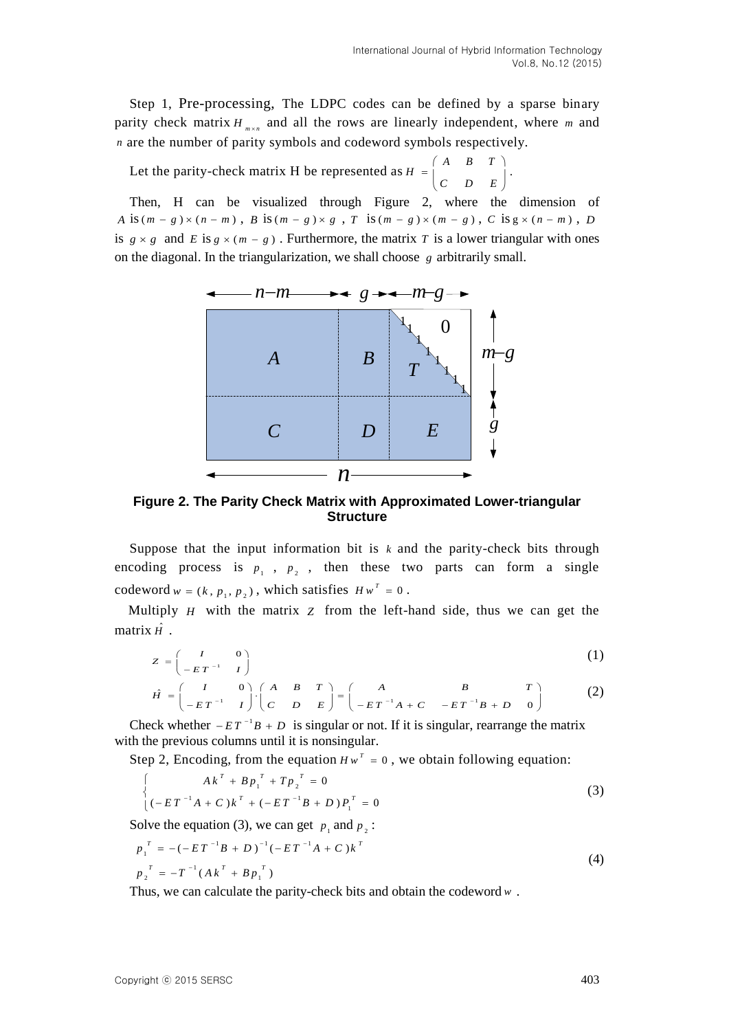Step 1, Pre-processing, The LDPC codes can be defined by a sparse binary parity check matrix $H_{m \times n}$ and all the rows are linearly independent, where $m$ and $n$ are the number of parity symbols and codeword symbols respectively.

Let the parity-check matrix H be represented as $H = \begin{pmatrix} A & B & T \\ C & D & E \end{pmatrix}$.

Then, H can be visualized through Figure 2, where the dimension of $A$ is $(m-g) \times (n-m)$, $B$ is $(m-g) \times g$, $T$ is $(m-g) \times (m-g)$, $C$ is $g \times (n-m)$, $D$ is $g \times g$ and $E$ is $g \times (m-g)$. Furthermore, the matrix $T$ is a lower triangular with ones on the diagonal. In the triangularization, we shall choose $g$ arbitrarily small.

**Figure 2. The Parity Check Matrix with Approximated Lower-triangular Structure**

Suppose that the input information bit is $k$ and the parity-check bits through encoding process is $p_1$, $p_2$, then these two parts can form a single codeword $w = (k, p_1, p_2)$, which satisfies $Hw^T = 0$.

Multiply $H$ with the matrix $Z$ from the left-hand side, thus we can get the matrix $\hat{H}$.

$$Z = \begin{pmatrix} I & 0 \\ -ET^{-1} & I \end{pmatrix} \tag{1}$$

$$\hat{H} = \begin{pmatrix} I & 0 \\ -ET^{-1} & I \end{pmatrix} \cdot \begin{pmatrix} A & B & T \\ C & D & E \end{pmatrix} = \begin{pmatrix} A & B & T \\ -ET^{-1}A + C & -ET^{-1}B + D & 0 \end{pmatrix} \tag{2}$$

Check whether $-ET^{-1}B + D$ is singular or not. If it is singular, rearrange the matrix with the previous columns until it is nonsingular.

Step 2, Encoding, from the equation $Hw^T = 0$, we obtain following equation:

$$\begin{cases} Ak^T + Bp_1^T + Tp_2^T = 0 \\ (-ET^{-1}A + C)k^T + (-ET^{-1}B + D)P_1^T = 0 \end{cases} \tag{3}$$

Solve the equation (3), we can get $p_1$ and $p_2$:

$$\begin{aligned} p_1^T &= -(-ET^{-1}B + D)^{-1}(-ET^{-1}A + C)k^T \\ p_2^T &= -T^{-1}(Ak^T + Bp_1^T) \end{aligned} \tag{4}$$

Thus, we can calculate the parity-check bits and obtain the codeword $w$.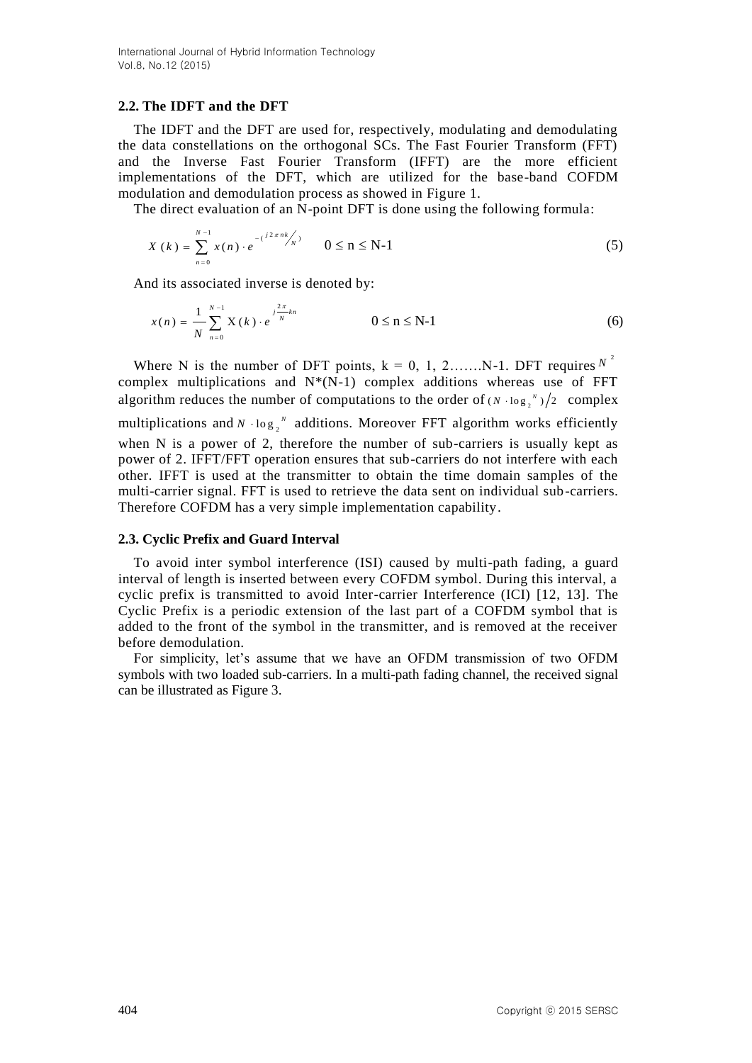### 2.2. The IDFT and the DFT

The IDFT and the DFT are used for, respectively, modulating and demodulating the data constellations on the orthogonal SCs. The Fast Fourier Transform (FFT) and the Inverse Fast Fourier Transform (IFFT) are the more efficient implementations of the DFT, which are utilized for the base-band COFDM modulation and demodulation process as showed in Figure 1.

The direct evaluation of an N-point DFT is done using the following formula:

$$X(k) = \sum_{n=0}^{N-1} x(n) \cdot e^{-(j2\pi nk/N)} \qquad 0 \le \text{n} \le \text{N-1} \tag{5}$$

And its associated inverse is denoted by:

$$x(n) = \frac{1}{N} \sum_{n=0}^{N-1} \text{X}(k) \cdot e^{j\frac{2\pi}{N}kn} \qquad 0 \le \text{n} \le \text{N-1} \tag{6}$$

Where N is the number of DFT points, k = 0, 1, 2…….N-1. DFT requires $N^2$ complex multiplications and N*(N-1) complex additions whereas use of FFT algorithm reduces the number of computations to the order of $(N \cdot \log_2^N)/2$ complex multiplications and $N \cdot \log_2^N$ additions. Moreover FFT algorithm works efficiently when N is a power of 2, therefore the number of sub-carriers is usually kept as power of 2. IFFT/FFT operation ensures that sub-carriers do not interfere with each other. IFFT is used at the transmitter to obtain the time domain samples of the multi-carrier signal. FFT is used to retrieve the data sent on individual sub-carriers. Therefore COFDM has a very simple implementation capability.

### 2.3. Cyclic Prefix and Guard Interval

To avoid inter symbol interference (ISI) caused by multi-path fading, a guard interval of length is inserted between every COFDM symbol. During this interval, a cyclic prefix is transmitted to avoid Inter-carrier Interference (ICI) [12, 13]. The Cyclic Prefix is a periodic extension of the last part of a COFDM symbol that is added to the front of the symbol in the transmitter, and is removed at the receiver before demodulation.

For simplicity, let's assume that we have an OFDM transmission of two OFDM symbols with two loaded sub-carriers. In a multi-path fading channel, the received signal can be illustrated as Figure 3.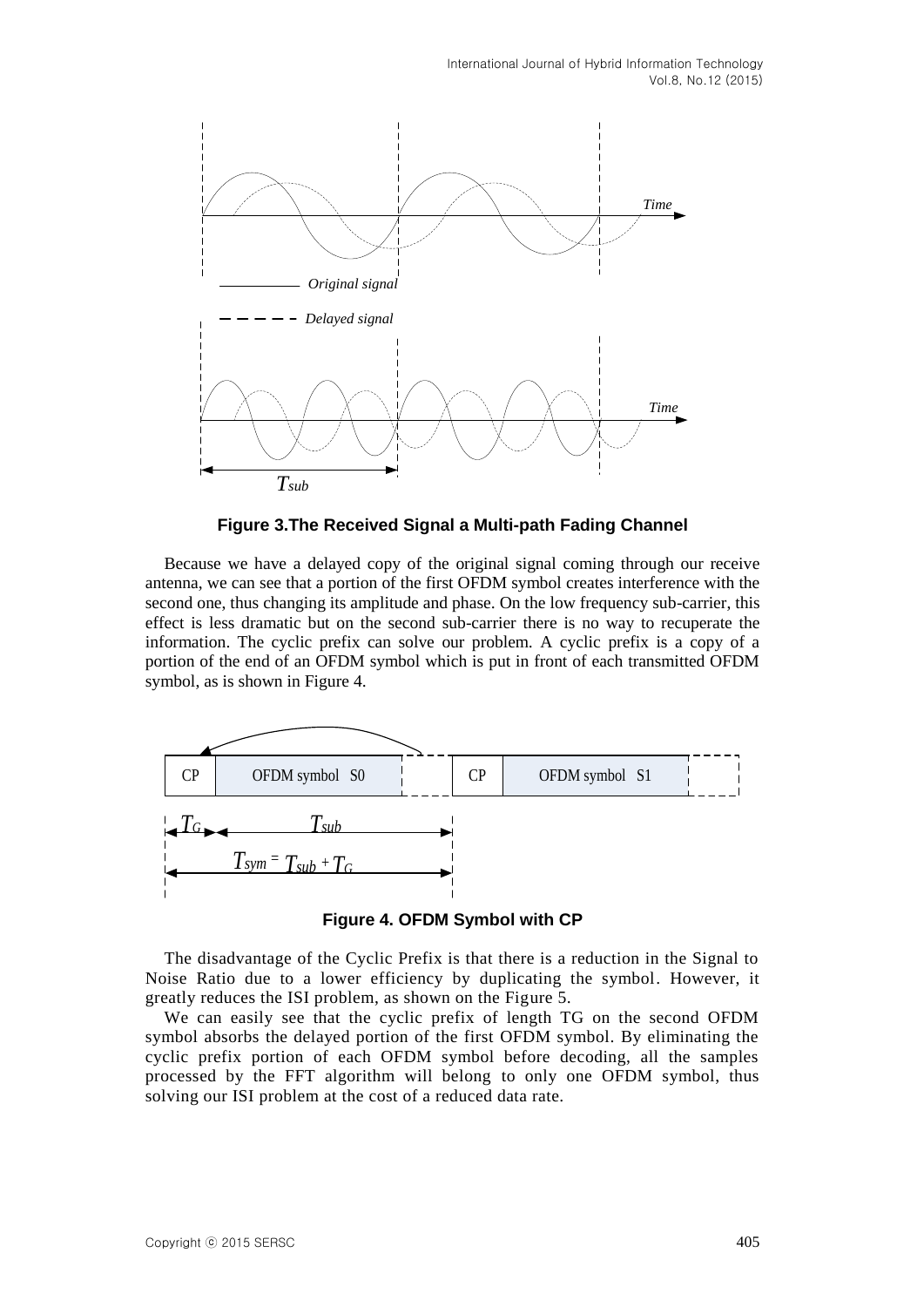**Figure 3.The Received Signal a Multi-path Fading Channel**

Because we have a delayed copy of the original signal coming through our receive antenna, we can see that a portion of the first OFDM symbol creates interference with the second one, thus changing its amplitude and phase. On the low frequency sub-carrier, this effect is less dramatic but on the second sub-carrier there is no way to recuperate the information. The cyclic prefix can solve our problem. A cyclic prefix is a copy of a portion of the end of an OFDM symbol which is put in front of each transmitted OFDM symbol, as is shown in Figure 4.

**Figure 4. OFDM Symbol with CP**

The disadvantage of the Cyclic Prefix is that there is a reduction in the Signal to Noise Ratio due to a lower efficiency by duplicating the symbol. However, it greatly reduces the ISI problem, as shown on the Figure 5.

We can easily see that the cyclic prefix of length TG on the second OFDM symbol absorbs the delayed portion of the first OFDM symbol. By eliminating the cyclic prefix portion of each OFDM symbol before decoding, all the samples processed by the FFT algorithm will belong to only one OFDM symbol, thus solving our ISI problem at the cost of a reduced data rate.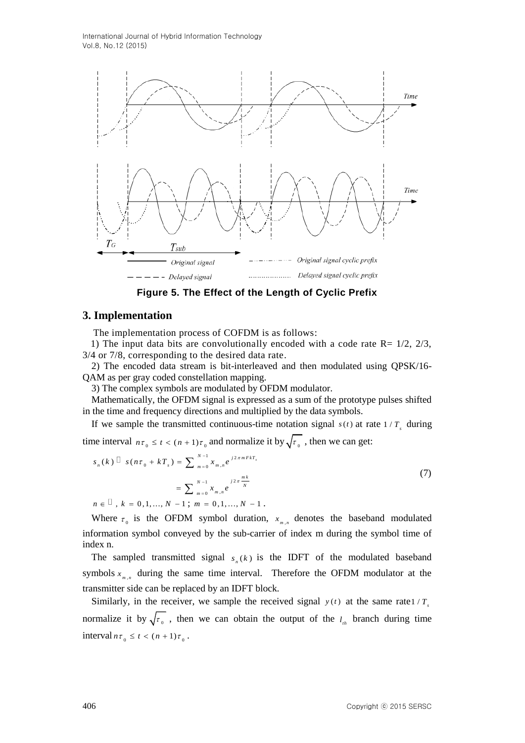Figure 5. The Effect of the Length of Cyclic Prefix

## 3. Implementation

The implementation process of COFDM is as follows:

1) The input data bits are convolutionally encoded with a code rate R= 1/2, 2/3, 3/4 or 7/8, corresponding to the desired data rate.

2) The encoded data stream is bit-interleaved and then modulated using QPSK/16-QAM as per gray coded constellation mapping.

3) The complex symbols are modulated by OFDM modulator.

Mathematically, the OFDM signal is expressed as a sum of the prototype pulses shifted in the time and frequency directions and multiplied by the data symbols.

If we sample the transmitted continuous-time notation signal $s(t)$ at rate $1/T_s$ during time interval $n\tau_0 \le t < (n+1)\tau_0$ and normalize it by $\sqrt{\tau_0}$, then we can get:

$$
\begin{aligned}
s_n(k) \triangleq s(n\tau_0 + kT_s) &= \sum_{m=0}^{N-1} x_{m,n} e^{j2\pi mFkT_s} \\
&= \sum_{m=0}^{N-1} x_{m,n} e^{j2\pi \frac{mk}{N}}
\end{aligned}
\tag{7}
$$

$n \in \mathbb{Z}$, $k = 0,1,\ldots,N-1$; $m = 0,1,\ldots,N-1$.

Where $\tau_0$ is the OFDM symbol duration, $x_{m,n}$ denotes the baseband modulated information symbol conveyed by the sub-carrier of index m during the symbol time of index n.

The sampled transmitted signal $s_n(k)$ is the IDFT of the modulated baseband symbols $x_{m,n}$ during the same time interval. Therefore the OFDM modulator at the transmitter side can be replaced by an IDFT block.

Similarly, in the receiver, we sample the received signal $y(t)$ at the same rate $1/T_s$ normalize it by $\sqrt{\tau_0}$, then we can obtain the output of the $l_{th}$ branch during time interval $n\tau_0 \le t < (n+1)\tau_0$.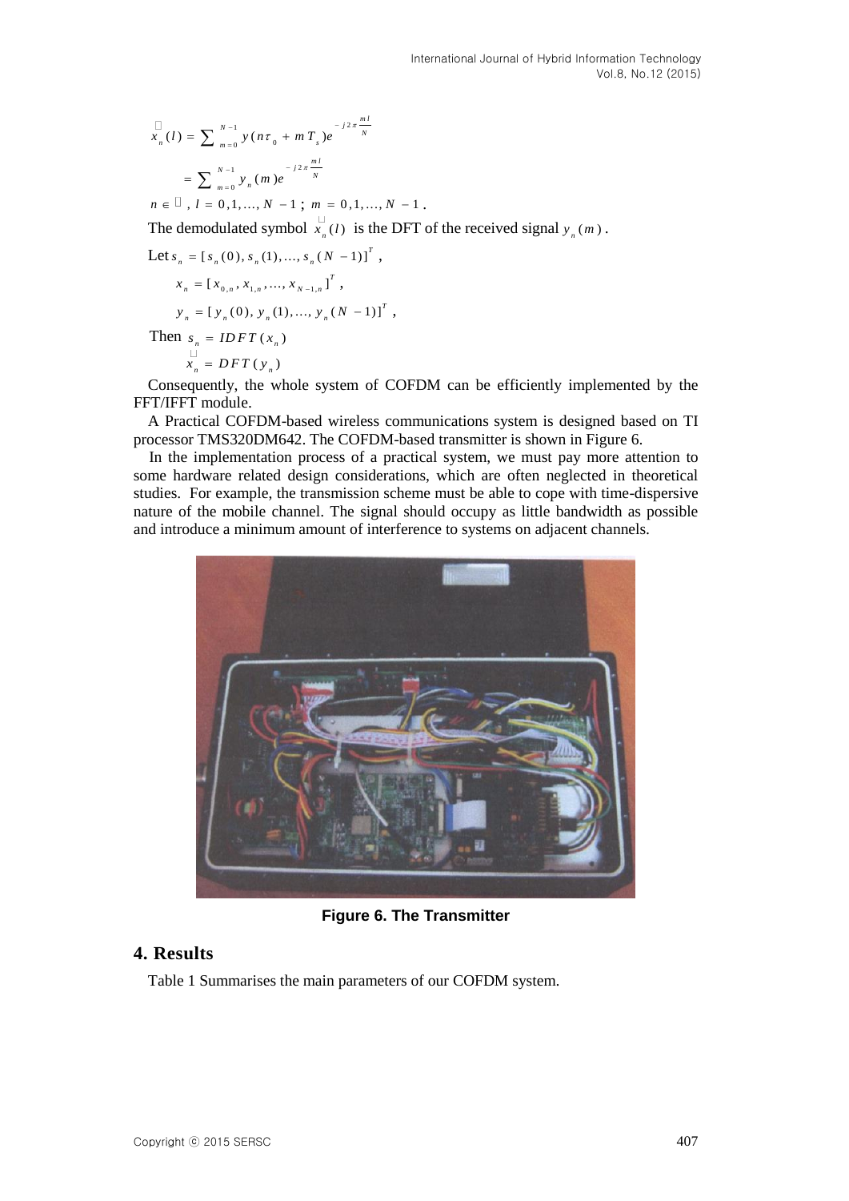$$\tilde{x}_n(l) = \sum_{m=0}^{N-1} y(n\tau_0 + mT_s)e^{-j2\pi\frac{ml}{N}}$$

$$= \sum_{m=0}^{N-1} y_n(m)e^{-j2\pi\frac{ml}{N}}$$

$n \in \mathbb{Z}$, $l = 0,1,\ldots,N-1$; $m = 0,1,\ldots,N-1$.

The demodulated symbol $\tilde{x}_n(l)$ is the DFT of the received signal $y_n(m)$.

Let $s_n = [s_n(0), s_n(1), \ldots, s_n(N-1)]^T$,

$x_n = [x_{0,n}, x_{1,n}, \ldots, x_{N-1,n}]^T$,

$y_n = [y_n(0), y_n(1), \ldots, y_n(N-1)]^T$,

Then $s_n = IDFT(x_n)$

$\tilde{x}_n = DFT(y_n)$

Consequently, the whole system of COFDM can be efficiently implemented by the FFT/IFFT module.

A Practical COFDM-based wireless communications system is designed based on TI processor TMS320DM642. The COFDM-based transmitter is shown in Figure 6.

In the implementation process of a practical system, we must pay more attention to some hardware related design considerations, which are often neglected in theoretical studies. For example, the transmission scheme must be able to cope with time-dispersive nature of the mobile channel. The signal should occupy as little bandwidth as possible and introduce a minimum amount of interference to systems on adjacent channels.

**Figure 6. The Transmitter**

## 4. Results

Table 1 Summarises the main parameters of our COFDM system.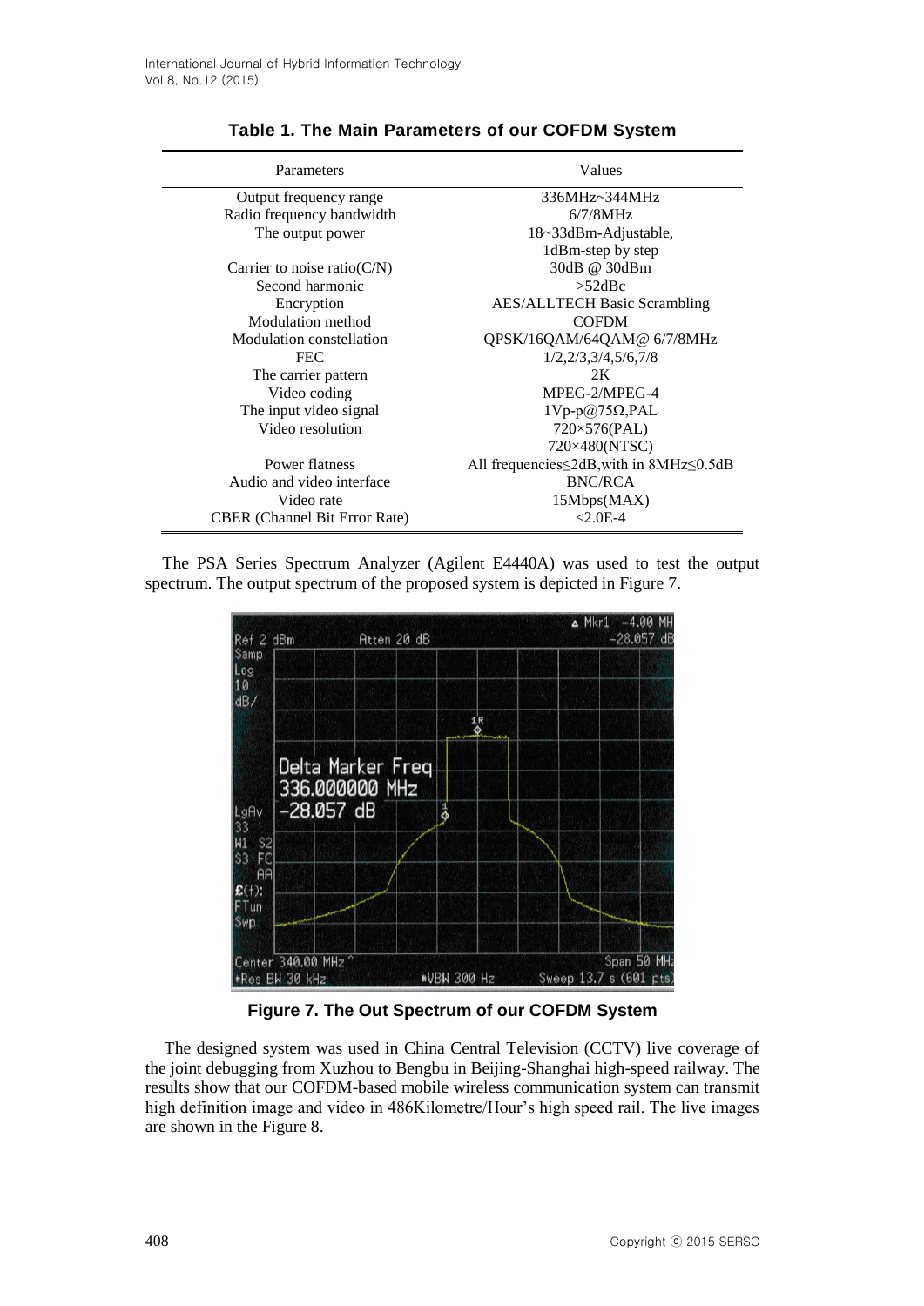**Table 1. The Main Parameters of our COFDM System**

| Parameters | Values |
|---|---|
| Output frequency range | 336MHz~344MHz |
| Radio frequency bandwidth | 6/7/8MHz |
| The output power | 18~33dBm-Adjustable, 1dBm-step by step |
| Carrier to noise ratio(C/N) | 30dB @ 30dBm |
| Second harmonic | >52dBc |
| Encryption | AES/ALLTECH Basic Scrambling |
| Modulation method | COFDM |
| Modulation constellation | QPSK/16QAM/64QAM@ 6/7/8MHz |
| FEC | 1/2,2/3,3/4,5/6,7/8 |
| The carrier pattern | 2K |
| Video coding | MPEG-2/MPEG-4 |
| The input video signal | 1Vp-p@75Ω,PAL |
| Video resolution | 720×576(PAL) 720×480(NTSC) |
| Power flatness | All frequencies≤2dB,with in 8MHz≤0.5dB |
| Audio and video interface | BNC/RCA |
| Video rate | 15Mbps(MAX) |
| CBER (Channel Bit Error Rate) | <2.0E-4 |

The PSA Series Spectrum Analyzer (Agilent E4440A) was used to test the output spectrum. The output spectrum of the proposed system is depicted in Figure 7.

**Figure 7. The Out Spectrum of our COFDM System**

The designed system was used in China Central Television (CCTV) live coverage of the joint debugging from Xuzhou to Bengbu in Beijing-Shanghai high-speed railway. The results show that our COFDM-based mobile wireless communication system can transmit high definition image and video in 486Kilometre/Hour's high speed rail. The live images are shown in the Figure 8.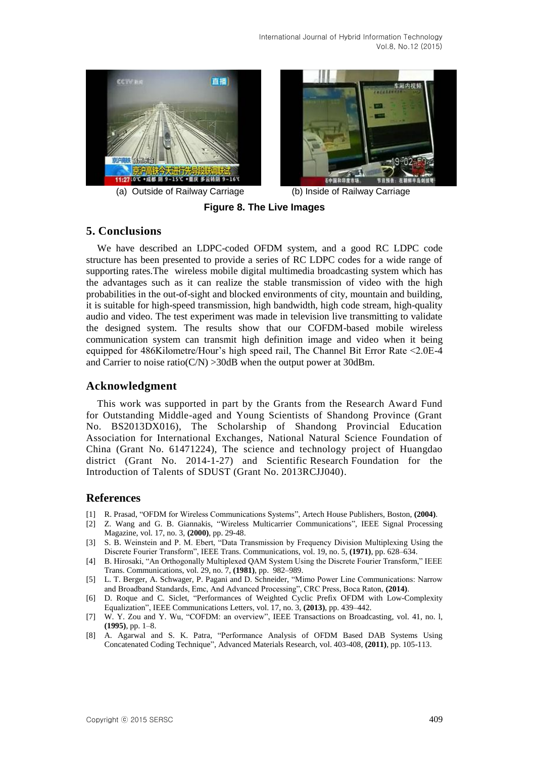(a) Outside of Railway Carriage (b) Inside of Railway Carriage

**Figure 8. The Live Images**

## 5. Conclusions

We have described an LDPC-coded OFDM system, and a good RC LDPC code structure has been presented to provide a series of RC LDPC codes for a wide range of supporting rates.The wireless mobile digital multimedia broadcasting system which has the advantages such as it can realize the stable transmission of video with the high probabilities in the out-of-sight and blocked environments of city, mountain and building, it is suitable for high-speed transmission, high bandwidth, high code stream, high-quality audio and video. The test experiment was made in television live transmitting to validate the designed system. The results show that our COFDM-based mobile wireless communication system can transmit high definition image and video when it being equipped for 486Kilometre/Hour's high speed rail, The Channel Bit Error Rate <2.0E-4 and Carrier to noise ratio(C/N) >30dB when the output power at 30dBm.

## Acknowledgment

This work was supported in part by the Grants from the Research Award Fund for Outstanding Middle-aged and Young Scientists of Shandong Province (Grant No. BS2013DX016), The Scholarship of Shandong Provincial Education Association for International Exchanges, National Natural Science Foundation of China (Grant No. 61471224), The science and technology project of Huangdao district (Grant No. 2014-1-27) and Scientific Research Foundation for the Introduction of Talents of SDUST (Grant No. 2013RCJJ040).

## References

[1] R. Prasad, "OFDM for Wireless Communications Systems", Artech House Publishers, Boston, **(2004)**.

[2] Z. Wang and G. B. Giannakis, "Wireless Multicarrier Communications", IEEE Signal Processing Magazine, vol. 17, no. 3, **(2000)**, pp. 29-48.

[3] S. B. Weinstein and P. M. Ebert, "Data Transmission by Frequency Division Multiplexing Using the Discrete Fourier Transform", IEEE Trans. Communications, vol. 19, no. 5, **(1971)**, pp. 628–634.

[4] B. Hirosaki, "An Orthogonally Multiplexed QAM System Using the Discrete Fourier Transform," IEEE Trans. Communications, vol. 29, no. 7, **(1981)**, pp. 982–989.

[5] L. T. Berger, A. Schwager, P. Pagani and D. Schneider, "Mimo Power Line Communications: Narrow and Broadband Standards, Emc, And Advanced Processing", CRC Press, Boca Raton, **(2014)**.

[6] D. Roque and C. Siclet, "Performances of Weighted Cyclic Prefix OFDM with Low-Complexity Equalization", IEEE Communications Letters, vol. 17, no. 3, **(2013)**, pp. 439–442.

[7] W. Y. Zou and Y. Wu, "COFDM: an overview", IEEE Transactions on Broadcasting, vol. 41, no. l, **(1995)**, pp. 1–8.

[8] A. Agarwal and S. K. Patra, "Performance Analysis of OFDM Based DAB Systems Using Concatenated Coding Technique", Advanced Materials Research, vol. 403-408, **(2011)**, pp. 105-113.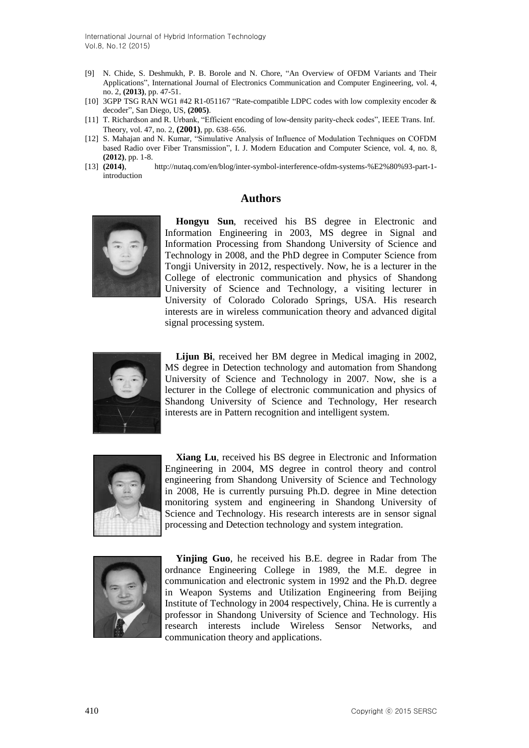[9] N. Chide, S. Deshmukh, P. B. Borole and N. Chore, "An Overview of OFDM Variants and Their Applications", International Journal of Electronics Communication and Computer Engineering, vol. 4, no. 2, **(2013)**, pp. 47-51.

[10] 3GPP TSG RAN WG1 #42 R1-051167 "Rate-compatible LDPC codes with low complexity encoder & decoder", San Diego, US, **(2005)**.

[11] T. Richardson and R. Urbank, "Efficient encoding of low-density parity-check codes", IEEE Trans. Inf. Theory, vol. 47, no. 2, **(2001)**, pp. 638–656.

[12] S. Mahajan and N. Kumar, "Simulative Analysis of Influence of Modulation Techniques on COFDM based Radio over Fiber Transmission", I. J. Modern Education and Computer Science, vol. 4, no. 8, **(2012)**, pp. 1-8.

[13] **(2014)**, http://nutaq.com/en/blog/inter-symbol-interference-ofdm-systems-%E2%80%93-part-1-introduction

## Authors

**Hongyu Sun**, received his BS degree in Electronic and Information Engineering in 2003, MS degree in Signal and Information Processing from Shandong University of Science and Technology in 2008, and the PhD degree in Computer Science from Tongji University in 2012, respectively. Now, he is a lecturer in the College of electronic communication and physics of Shandong University of Science and Technology, a visiting lecturer in University of Colorado Colorado Springs, USA. His research interests are in wireless communication theory and advanced digital signal processing system.

**Lijun Bi**, received her BM degree in Medical imaging in 2002, MS degree in Detection technology and automation from Shandong University of Science and Technology in 2007. Now, she is a lecturer in the College of electronic communication and physics of Shandong University of Science and Technology, Her research interests are in Pattern recognition and intelligent system.

**Xiang Lu**, received his BS degree in Electronic and Information Engineering in 2004, MS degree in control theory and control engineering from Shandong University of Science and Technology in 2008, He is currently pursuing Ph.D. degree in Mine detection monitoring system and engineering in Shandong University of Science and Technology. His research interests are in sensor signal processing and Detection technology and system integration.

**Yinjing Guo**, he received his B.E. degree in Radar from The ordnance Engineering College in 1989, the M.E. degree in communication and electronic system in 1992 and the Ph.D. degree in Weapon Systems and Utilization Engineering from Beijing Institute of Technology in 2004 respectively, China. He is currently a professor in Shandong University of Science and Technology. His research interests include Wireless Sensor Networks, and communication theory and applications.